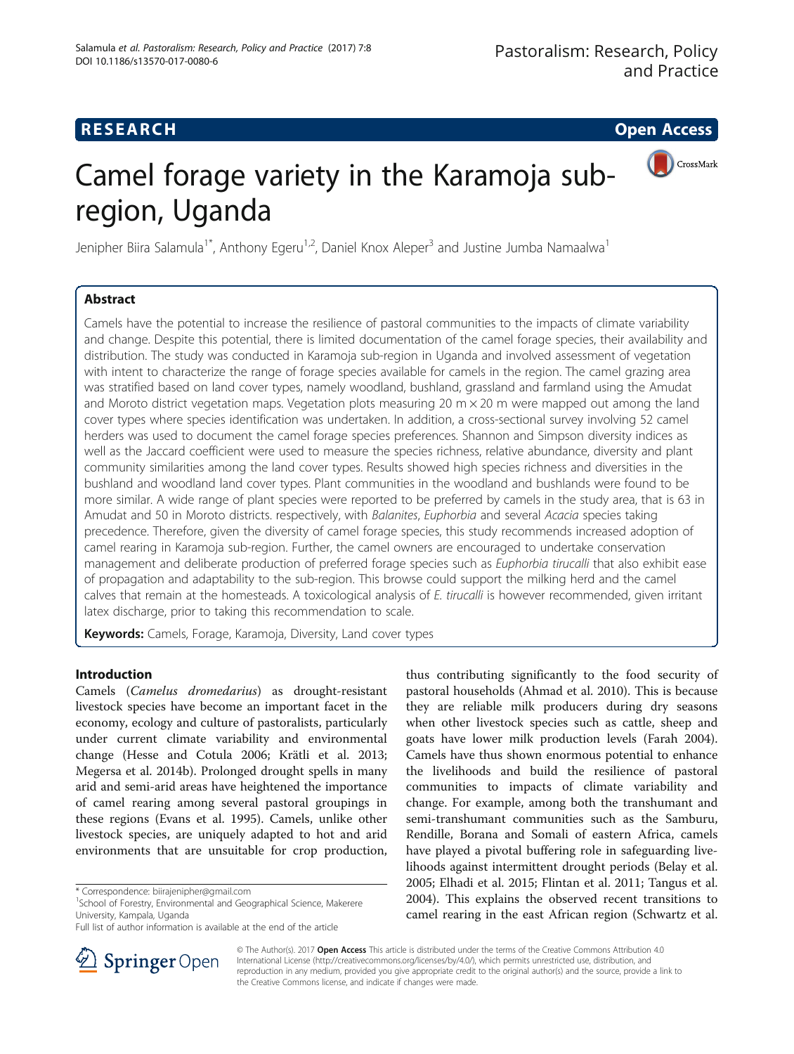**RESEARCH** **Open Access**

# Camel forage variety in the Karamoja sub-region, Uganda

Jenipher Biira Salamula[1*], Anthony Egeru[1,2], Daniel Knox Aleper[3] and Justine Jumba Namaalwa[1]

## Abstract

Camels have the potential to increase the resilience of pastoral communities to the impacts of climate variability and change. Despite this potential, there is limited documentation of the camel forage species, their availability and distribution. The study was conducted in Karamoja sub-region in Uganda and involved assessment of vegetation with intent to characterize the range of forage species available for camels in the region. The camel grazing area was stratified based on land cover types, namely woodland, bushland, grassland and farmland using the Amudat and Moroto district vegetation maps. Vegetation plots measuring 20 m × 20 m were mapped out among the land cover types where species identification was undertaken. In addition, a cross-sectional survey involving 52 camel herders was used to document the camel forage species preferences. Shannon and Simpson diversity indices as well as the Jaccard coefficient were used to measure the species richness, relative abundance, diversity and plant community similarities among the land cover types. Results showed high species richness and diversities in the bushland and woodland land cover types. Plant communities in the woodland and bushlands were found to be more similar. A wide range of plant species were reported to be preferred by camels in the study area, that is 63 in Amudat and 50 in Moroto districts. respectively, with *Balanites*, *Euphorbia* and several *Acacia* species taking precedence. Therefore, given the diversity of camel forage species, this study recommends increased adoption of camel rearing in Karamoja sub-region. Further, the camel owners are encouraged to undertake conservation management and deliberate production of preferred forage species such as *Euphorbia tirucalli* that also exhibit ease of propagation and adaptability to the sub-region. This browse could support the milking herd and the camel calves that remain at the homesteads. A toxicological analysis of *E. tirucalli* is however recommended, given irritant latex discharge, prior to taking this recommendation to scale.

**Keywords:** Camels, Forage, Karamoja, Diversity, Land cover types

## Introduction

Camels (*Camelus dromedarius*) as drought-resistant livestock species have become an important facet in the economy, ecology and culture of pastoralists, particularly under current climate variability and environmental change (Hesse and Cotula 2006; Krätli et al. 2013; Megersa et al. 2014b). Prolonged drought spells in many arid and semi-arid areas have heightened the importance of camel rearing among several pastoral groupings in these regions (Evans et al. 1995). Camels, unlike other livestock species, are uniquely adapted to hot and arid environments that are unsuitable for crop production, thus contributing significantly to the food security of pastoral households (Ahmad et al. 2010). This is because they are reliable milk producers during dry seasons when other livestock species such as cattle, sheep and goats have lower milk production levels (Farah 2004). Camels have thus shown enormous potential to enhance the livelihoods and build the resilience of pastoral communities to impacts of climate variability and change. For example, among both the transhumant and semi-transhumant communities such as the Samburu, Rendille, Borana and Somali of eastern Africa, camels have played a pivotal buffering role in safeguarding livelihoods against intermittent drought periods (Belay et al. 2005; Elhadi et al. 2015; Flintan et al. 2011; Tangus et al. 2004). This explains the observed recent transitions to camel rearing in the east African region (Schwartz et al.

\* Correspondence: biirajenipher@gmail.com
[1]School of Forestry, Environmental and Geographical Science, Makerere University, Kampala, Uganda
Full list of author information is available at the end of the article

© The Author(s). 2017 **Open Access** This article is distributed under the terms of the Creative Commons Attribution 4.0 International License (http://creativecommons.org/licenses/by/4.0/), which permits unrestricted use, distribution, and reproduction in any medium, provided you give appropriate credit to the original author(s) and the source, provide a link to the Creative Commons license, and indicate if changes were made.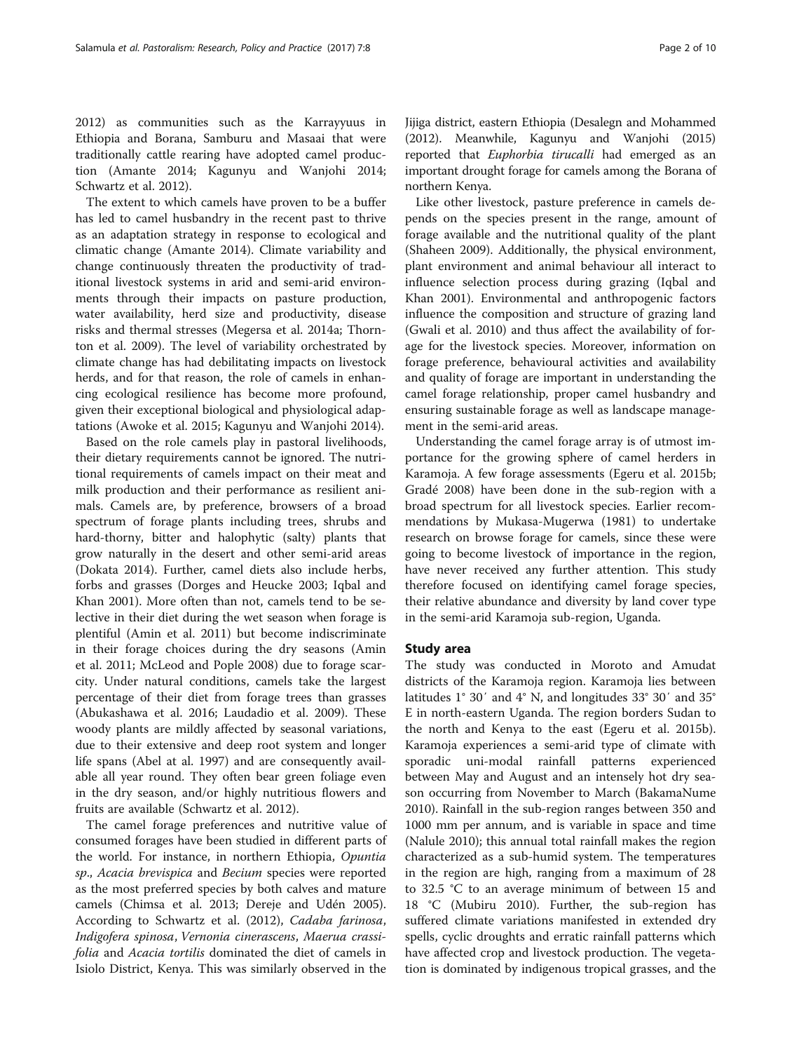2012) as communities such as the Karrayyuus in Ethiopia and Borana, Samburu and Masaai that were traditionally cattle rearing have adopted camel production (Amante 2014; Kagunyu and Wanjohi 2014; Schwartz et al. 2012).

The extent to which camels have proven to be a buffer has led to camel husbandry in the recent past to thrive as an adaptation strategy in response to ecological and climatic change (Amante 2014). Climate variability and change continuously threaten the productivity of traditional livestock systems in arid and semi-arid environments through their impacts on pasture production, water availability, herd size and productivity, disease risks and thermal stresses (Megersa et al. 2014a; Thornton et al. 2009). The level of variability orchestrated by climate change has had debilitating impacts on livestock herds, and for that reason, the role of camels in enhancing ecological resilience has become more profound, given their exceptional biological and physiological adaptations (Awoke et al. 2015; Kagunyu and Wanjohi 2014).

Based on the role camels play in pastoral livelihoods, their dietary requirements cannot be ignored. The nutritional requirements of camels impact on their meat and milk production and their performance as resilient animals. Camels are, by preference, browsers of a broad spectrum of forage plants including trees, shrubs and hard-thorny, bitter and halophytic (salty) plants that grow naturally in the desert and other semi-arid areas (Dokata 2014). Further, camel diets also include herbs, forbs and grasses (Dorges and Heucke 2003; Iqbal and Khan 2001). More often than not, camels tend to be selective in their diet during the wet season when forage is plentiful (Amin et al. 2011) but become indiscriminate in their forage choices during the dry seasons (Amin et al. 2011; McLeod and Pople 2008) due to forage scarcity. Under natural conditions, camels take the largest percentage of their diet from forage trees than grasses (Abukashawa et al. 2016; Laudadio et al. 2009). These woody plants are mildly affected by seasonal variations, due to their extensive and deep root system and longer life spans (Abel at al. 1997) and are consequently available all year round. They often bear green foliage even in the dry season, and/or highly nutritious flowers and fruits are available (Schwartz et al. 2012).

The camel forage preferences and nutritive value of consumed forages have been studied in different parts of the world. For instance, in northern Ethiopia, *Opuntia sp*., *Acacia brevispica* and *Becium* species were reported as the most preferred species by both calves and mature camels (Chimsa et al. 2013; Dereje and Udén 2005). According to Schwartz et al. (2012), *Cadaba farinosa*, *Indigofera spinosa*, *Vernonia cinerascens*, *Maerua crassifolia* and *Acacia tortilis* dominated the diet of camels in Isiolo District, Kenya. This was similarly observed in the Jijiga district, eastern Ethiopia (Desalegn and Mohammed (2012). Meanwhile, Kagunyu and Wanjohi (2015) reported that *Euphorbia tirucalli* had emerged as an important drought forage for camels among the Borana of northern Kenya.

Like other livestock, pasture preference in camels depends on the species present in the range, amount of forage available and the nutritional quality of the plant (Shaheen 2009). Additionally, the physical environment, plant environment and animal behaviour all interact to influence selection process during grazing (Iqbal and Khan 2001). Environmental and anthropogenic factors influence the composition and structure of grazing land (Gwali et al. 2010) and thus affect the availability of forage for the livestock species. Moreover, information on forage preference, behavioural activities and availability and quality of forage are important in understanding the camel forage relationship, proper camel husbandry and ensuring sustainable forage as well as landscape management in the semi-arid areas.

Understanding the camel forage array is of utmost importance for the growing sphere of camel herders in Karamoja. A few forage assessments (Egeru et al. 2015b; Gradé 2008) have been done in the sub-region with a broad spectrum for all livestock species. Earlier recommendations by Mukasa-Mugerwa (1981) to undertake research on browse forage for camels, since these were going to become livestock of importance in the region, have never received any further attention. This study therefore focused on identifying camel forage species, their relative abundance and diversity by land cover type in the semi-arid Karamoja sub-region, Uganda.

## Study area

The study was conducted in Moroto and Amudat districts of the Karamoja region. Karamoja lies between latitudes 1° 30′ and 4° N, and longitudes 33° 30′ and 35° E in north-eastern Uganda. The region borders Sudan to the north and Kenya to the east (Egeru et al. 2015b). Karamoja experiences a semi-arid type of climate with sporadic uni-modal rainfall patterns experienced between May and August and an intensely hot dry season occurring from November to March (BakamaNume 2010). Rainfall in the sub-region ranges between 350 and 1000 mm per annum, and is variable in space and time (Nalule 2010); this annual total rainfall makes the region characterized as a sub-humid system. The temperatures in the region are high, ranging from a maximum of 28 to 32.5 °C to an average minimum of between 15 and 18 °C (Mubiru 2010). Further, the sub-region has suffered climate variations manifested in extended dry spells, cyclic droughts and erratic rainfall patterns which have affected crop and livestock production. The vegetation is dominated by indigenous tropical grasses, and the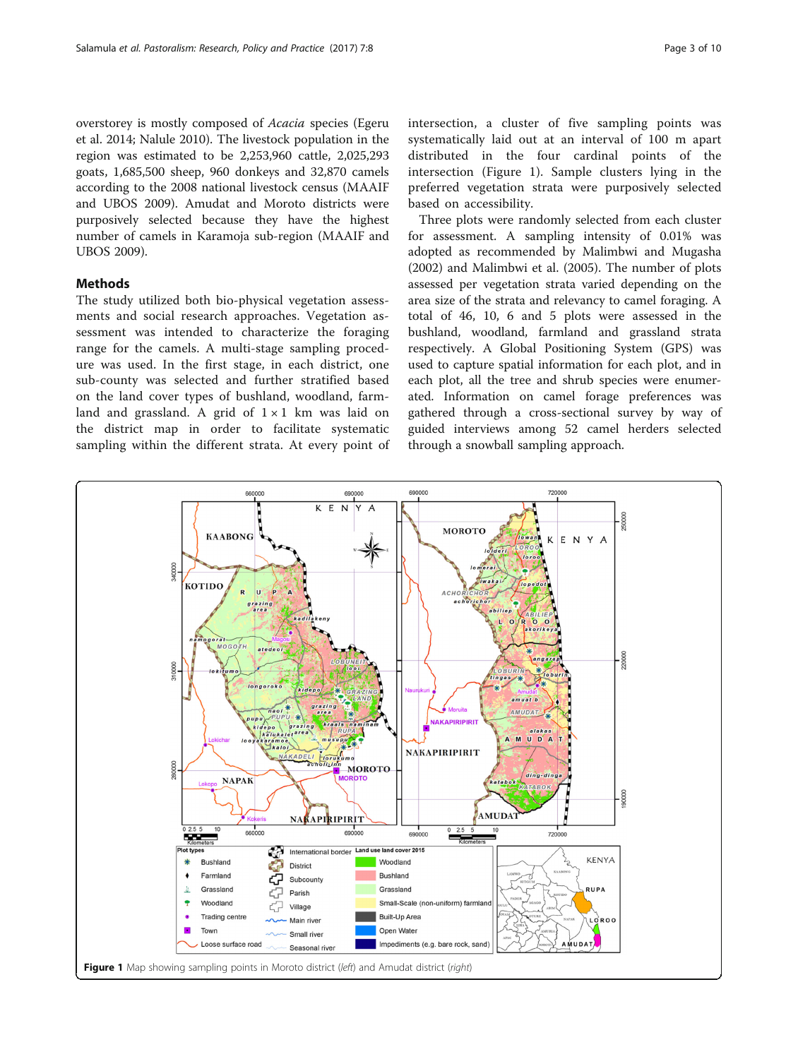overstorey is mostly composed of *Acacia* species (Egeru et al. 2014; Nalule 2010). The livestock population in the region was estimated to be 2,253,960 cattle, 2,025,293 goats, 1,685,500 sheep, 960 donkeys and 32,870 camels according to the 2008 national livestock census (MAAIF and UBOS 2009). Amudat and Moroto districts were purposively selected because they have the highest number of camels in Karamoja sub-region (MAAIF and UBOS 2009).

## Methods

The study utilized both bio-physical vegetation assessments and social research approaches. Vegetation assessment was intended to characterize the foraging range for the camels. A multi-stage sampling procedure was used. In the first stage, in each district, one sub-county was selected and further stratified based on the land cover types of bushland, woodland, farmland and grassland. A grid of 1 × 1 km was laid on the district map in order to facilitate systematic sampling within the different strata. At every point of intersection, a cluster of five sampling points was systematically laid out at an interval of 100 m apart distributed in the four cardinal points of the intersection (Figure 1). Sample clusters lying in the preferred vegetation strata were purposively selected based on accessibility.

Three plots were randomly selected from each cluster for assessment. A sampling intensity of 0.01% was adopted as recommended by Malimbwi and Mugasha (2002) and Malimbwi et al. (2005). The number of plots assessed per vegetation strata varied depending on the area size of the strata and relevancy to camel foraging. A total of 46, 10, 6 and 5 plots were assessed in the bushland, woodland, farmland and grassland strata respectively. A Global Positioning System (GPS) was used to capture spatial information for each plot, and in each plot, all the tree and shrub species were enumerated. Information on camel forage preferences was gathered through a cross-sectional survey by way of guided interviews among 52 camel herders selected through a snowball sampling approach.

**Figure 1** Map showing sampling points in Moroto district (*left*) and Amudat district (*right*)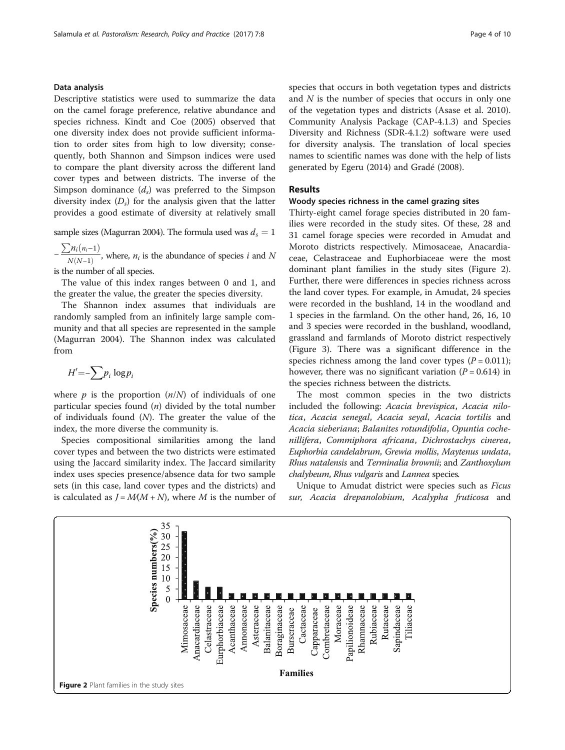### Data analysis

Descriptive statistics were used to summarize the data on the camel forage preference, relative abundance and species richness. Kindt and Coe (2005) observed that one diversity index does not provide sufficient information to order sites from high to low diversity; consequently, both Shannon and Simpson indices were used to compare the plant diversity across the different land cover types and between districts. The inverse of the Simpson dominance ($d_s$) was preferred to the Simpson diversity index ($D_s$) for the analysis given that the latter provides a good estimate of diversity at relatively small sample sizes (Magurran 2004). The formula used was $d_s = 1 - \frac{\sum n_i(n_i-1)}{N(N-1)}$, where, $n_i$ is the abundance of species $i$ and $N$ is the number of all species.

The value of this index ranges between 0 and 1, and the greater the value, the greater the species diversity.

The Shannon index assumes that individuals are randomly sampled from an infinitely large sample community and that all species are represented in the sample (Magurran 2004). The Shannon index was calculated from

$$H' = -\sum p_i \log p_i$$

where $p$ is the proportion ($n/N$) of individuals of one particular species found ($n$) divided by the total number of individuals found ($N$). The greater the value of the index, the more diverse the community is.

Species compositional similarities among the land cover types and between the two districts were estimated using the Jaccard similarity index. The Jaccard similarity index uses species presence/absence data for two sample sets (in this case, land cover types and the districts) and is calculated as $J = M(M + N)$, where $M$ is the number of species that occurs in both vegetation types and districts and $N$ is the number of species that occurs in only one of the vegetation types and districts (Asase et al. 2010). Community Analysis Package (CAP-4.1.3) and Species Diversity and Richness (SDR-4.1.2) software were used for diversity analysis. The translation of local species names to scientific names was done with the help of lists generated by Egeru (2014) and Gradé (2008).

## Results

### Woody species richness in the camel grazing sites

Thirty-eight camel forage species distributed in 20 families were recorded in the study sites. Of these, 28 and 31 camel forage species were recorded in Amudat and Moroto districts respectively. Mimosaceae, Anacardiaceae, Celastraceae and Euphorbiaceae were the most dominant plant families in the study sites (Figure 2). Further, there were differences in species richness across the land cover types. For example, in Amudat, 24 species were recorded in the bushland, 14 in the woodland and 1 species in the farmland. On the other hand, 26, 16, 10 and 3 species were recorded in the bushland, woodland, grassland and farmlands of Moroto district respectively (Figure 3). There was a significant difference in the species richness among the land cover types ($P = 0.011$); however, there was no significant variation ($P = 0.614$) in the species richness between the districts.

The most common species in the two districts included the following: *Acacia brevispica*, *Acacia nilotica*, *Acacia senegal*, *Acacia seyal*, *Acacia tortilis* and *Acacia sieberiana*; *Balanites rotundifolia*, *Opuntia cochenillifera*, *Commiphora africana*, *Dichrostachys cinerea*, *Euphorbia candelabrum*, *Grewia mollis*, *Maytenus undata*, *Rhus natalensis* and *Terminalia brownii*; and *Zanthoxylum chalybeum*, *Rhus vulgaris* and *Lannea* species.

Unique to Amudat district were species such as *Ficus sur*, *Acacia drepanolobium*, *Acalypha fruticosa* and

**Figure 2** Plant families in the study sites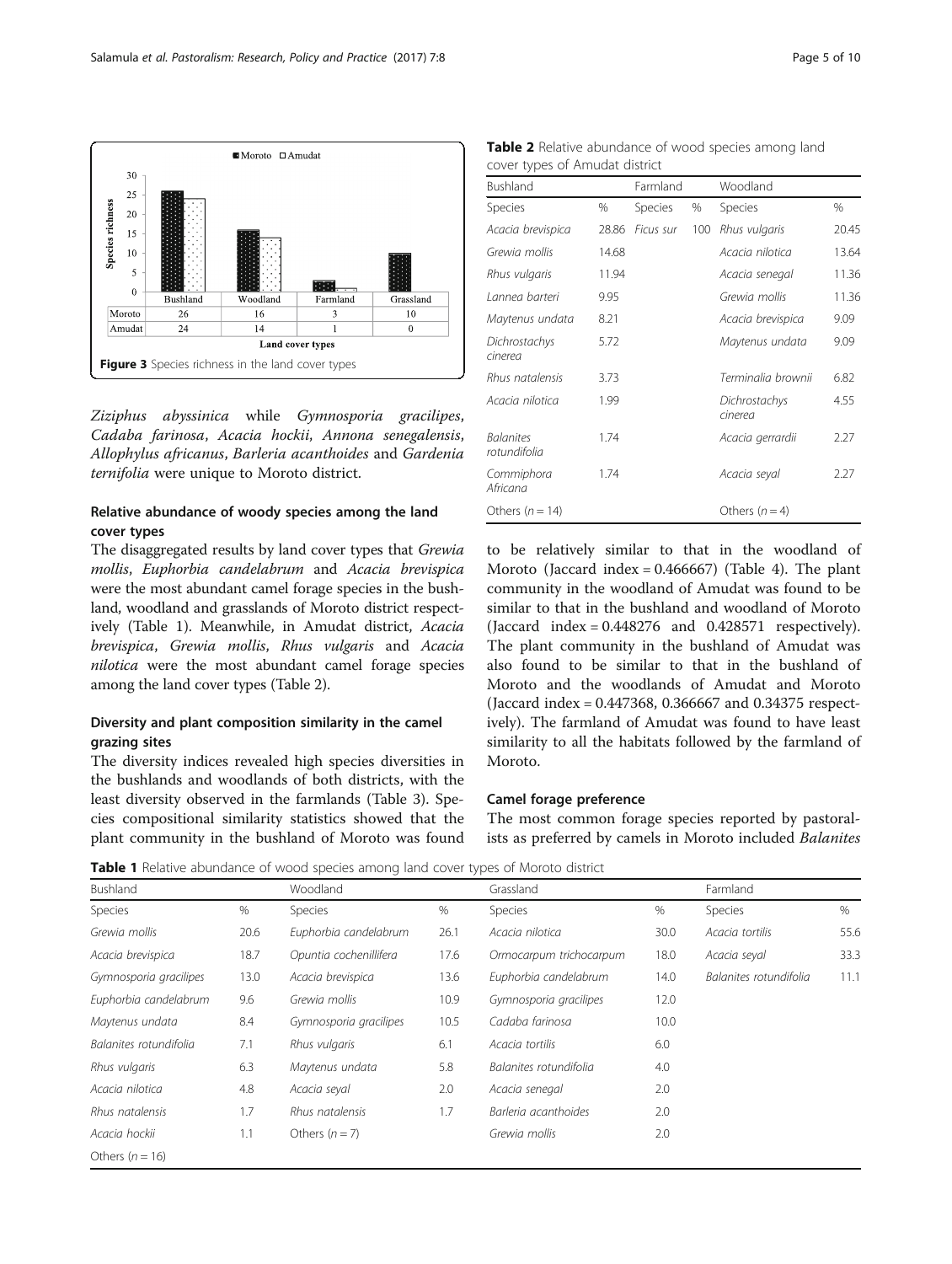| Land cover types | Bushland | Woodland | Farmland | Grassland |
|---|---|---|---|---|
| Moroto | 26 | 16 | 3 | 10 |
| Amudat | 24 | 14 | 1 | 0 |

**Figure 3** Species richness in the land cover types

*Ziziphus abyssinica* while *Gymnosporia gracilipes*, *Cadaba farinosa*, *Acacia hockii*, *Annona senegalensis*, *Allophylus africanus*, *Barleria acanthoides* and *Gardenia ternifolia* were unique to Moroto district.

### Relative abundance of woody species among the land cover types

The disaggregated results by land cover types that *Grewia mollis*, *Euphorbia candelabrum* and *Acacia brevispica* were the most abundant camel forage species in the bushland, woodland and grasslands of Moroto district respectively (Table 1). Meanwhile, in Amudat district, *Acacia brevispica*, *Grewia mollis*, *Rhus vulgaris* and *Acacia nilotica* were the most abundant camel forage species among the land cover types (Table 2).

### Diversity and plant composition similarity in the camel grazing sites

The diversity indices revealed high species diversities in the bushlands and woodlands of both districts, with the least diversity observed in the farmlands (Table 3). Species compositional similarity statistics showed that the plant community in the bushland of Moroto was found to be relatively similar to that in the woodland of Moroto (Jaccard index = 0.466667) (Table 4). The plant community in the woodland of Amudat was found to be similar to that in the bushland and woodland of Moroto (Jaccard index = 0.448276 and 0.428571 respectively). The plant community in the bushland of Amudat was also found to be similar to that in the bushland of Moroto and the woodlands of Amudat and Moroto (Jaccard index = 0.447368, 0.366667 and 0.34375 respectively). The farmland of Amudat was found to have least similarity to all the habitats followed by the farmland of Moroto.

**Table 2** Relative abundance of wood species among land cover types of Amudat district

| Bushland | | Farmland | | Woodland | |
|---|---|---|---|---|---|
| Species | % | Species | % | Species | % |
| *Acacia brevispica* | 28.86 | *Ficus sur* | 100 | *Rhus vulgaris* | 20.45 |
| *Grewia mollis* | 14.68 | | | *Acacia nilotica* | 13.64 |
| *Rhus vulgaris* | 11.94 | | | *Acacia senegal* | 11.36 |
| *Lannea barteri* | 9.95 | | | *Grewia mollis* | 11.36 |
| *Maytenus undata* | 8.21 | | | *Acacia brevispica* | 9.09 |
| *Dichrostachys cinerea* | 5.72 | | | *Maytenus undata* | 9.09 |
| *Rhus natalensis* | 3.73 | | | *Terminalia brownii* | 6.82 |
| *Acacia nilotica* | 1.99 | | | *Dichrostachys cinerea* | 4.55 |
| *Balanites rotundifolia* | 1.74 | | | *Acacia gerrardii* | 2.27 |
| *Commiphora Africana* | 1.74 | | | *Acacia seyal* | 2.27 |
| Others ($n = 14$) | | | | Others ($n = 4$) | |

### Camel forage preference

The most common forage species reported by pastoralists as preferred by camels in Moroto included *Balanites*

**Table 1** Relative abundance of wood species among land cover types of Moroto district

| Bushland | | Woodland | | Grassland | | Farmland | |
|---|---|---|---|---|---|---|---|
| Species | % | Species | % | Species | % | Species | % |
| *Grewia mollis* | 20.6 | *Euphorbia candelabrum* | 26.1 | *Acacia nilotica* | 30.0 | *Acacia tortilis* | 55.6 |
| *Acacia brevispica* | 18.7 | *Opuntia cochenillifera* | 17.6 | *Ormocarpum trichocarpum* | 18.0 | *Acacia seyal* | 33.3 |
| *Gymnosporia gracilipes* | 13.0 | *Acacia brevispica* | 13.6 | *Euphorbia candelabrum* | 14.0 | *Balanites rotundifolia* | 11.1 |
| *Euphorbia candelabrum* | 9.6 | *Grewia mollis* | 10.9 | *Gymnosporia gracilipes* | 12.0 | | |
| *Maytenus undata* | 8.4 | *Gymnosporia gracilipes* | 10.5 | *Cadaba farinosa* | 10.0 | | |
| *Balanites rotundifolia* | 7.1 | *Rhus vulgaris* | 6.1 | *Acacia tortilis* | 6.0 | | |
| *Rhus vulgaris* | 6.3 | *Maytenus undata* | 5.8 | *Balanites rotundifolia* | 4.0 | | |
| *Acacia nilotica* | 4.8 | *Acacia seyal* | 2.0 | *Acacia senegal* | 2.0 | | |
| *Rhus natalensis* | 1.7 | *Rhus natalensis* | 1.7 | *Barleria acanthoides* | 2.0 | | |
| *Acacia hockii* | 1.1 | Others ($n = 7$) | | *Grewia mollis* | 2.0 | | |
| Others ($n = 16$) | | | | | | | |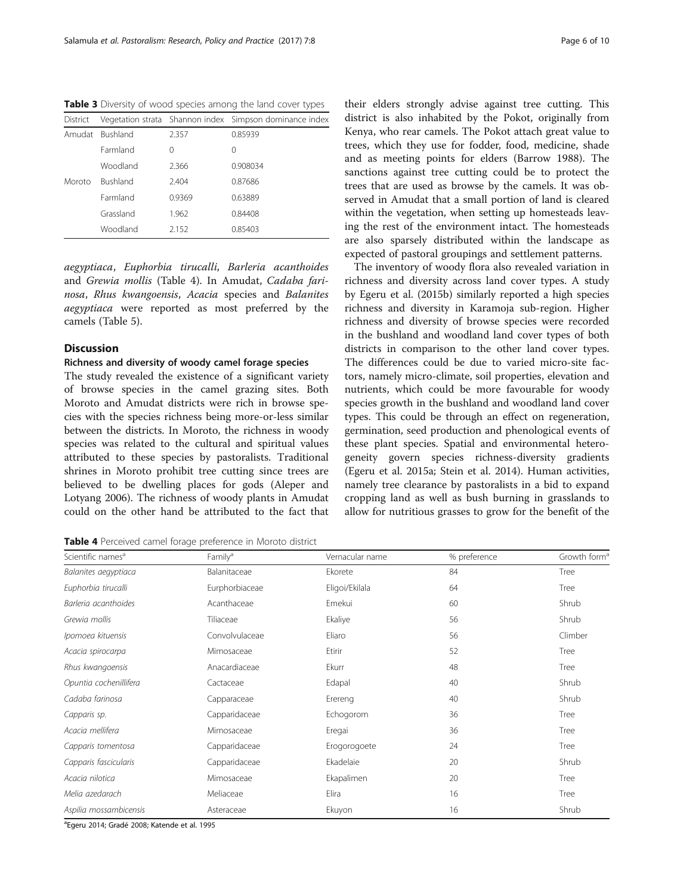**Table 3** Diversity of wood species among the land cover types

| District | Vegetation strata | Shannon index | Simpson dominance index |
|---|---|---|---|
| Amudat | Bushland | 2.357 | 0.85939 |
| | Farmland | 0 | 0 |
| | Woodland | 2.366 | 0.908034 |
| Moroto | Bushland | 2.404 | 0.87686 |
| | Farmland | 0.9369 | 0.63889 |
| | Grassland | 1.962 | 0.84408 |
| | Woodland | 2.152 | 0.85403 |

*aegyptiaca*, *Euphorbia tirucalli*, *Barleria acanthoides* and *Grewia mollis* (Table 4). In Amudat, *Cadaba farinosa*, *Rhus kwangoensis*, *Acacia* species and *Balanites aegyptiaca* were reported as most preferred by the camels (Table 5).

## Discussion

### Richness and diversity of woody camel forage species

The study revealed the existence of a significant variety of browse species in the camel grazing sites. Both Moroto and Amudat districts were rich in browse species with the species richness being more-or-less similar between the districts. In Moroto, the richness in woody species was related to the cultural and spiritual values attributed to these species by pastoralists. Traditional shrines in Moroto prohibit tree cutting since trees are believed to be dwelling places for gods (Aleper and Lotyang 2006). The richness of woody plants in Amudat could on the other hand be attributed to the fact that their elders strongly advise against tree cutting. This district is also inhabited by the Pokot, originally from Kenya, who rear camels. The Pokot attach great value to trees, which they use for fodder, food, medicine, shade and as meeting points for elders (Barrow 1988). The sanctions against tree cutting could be to protect the trees that are used as browse by the camels. It was observed in Amudat that a small portion of land is cleared within the vegetation, when setting up homesteads leaving the rest of the environment intact. The homesteads are also sparsely distributed within the landscape as expected of pastoral groupings and settlement patterns.

The inventory of woody flora also revealed variation in richness and diversity across land cover types. A study by Egeru et al. (2015b) similarly reported a high species richness and diversity in Karamoja sub-region. Higher richness and diversity of browse species were recorded in the bushland and woodland land cover types of both districts in comparison to the other land cover types. The differences could be due to varied micro-site factors, namely micro-climate, soil properties, elevation and nutrients, which could be more favourable for woody species growth in the bushland and woodland land cover types. This could be through an effect on regeneration, germination, seed production and phenological events of these plant species. Spatial and environmental heterogeneity govern species richness-diversity gradients (Egeru et al. 2015a; Stein et al. 2014). Human activities, namely tree clearance by pastoralists in a bid to expand cropping land as well as bush burning in grasslands to allow for nutritious grasses to grow for the benefit of the

**Table 4** Perceived camel forage preference in Moroto district

| Scientific names[a] | Family[a] | Vernacular name | % preference | Growth form[a] |
|---|---|---|---|---|
| *Balanites aegyptiaca* | Balanitaceae | Ekorete | 84 | Tree |
| *Euphorbia tirucalli* | Eurphorbiaceae | Eligoi/Ekilala | 64 | Tree |
| *Barleria acanthoides* | Acanthaceae | Emekui | 60 | Shrub |
| *Grewia mollis* | Tiliaceae | Ekaliye | 56 | Shrub |
| *Ipomoea kituensis* | Convolvulaceae | Eliaro | 56 | Climber |
| *Acacia spirocarpa* | Mimosaceae | Etirir | 52 | Tree |
| *Rhus kwangoensis* | Anacardiaceae | Ekurr | 48 | Tree |
| *Opuntia cochenillifera* | Cactaceae | Edapal | 40 | Shrub |
| *Cadaba farinosa* | Capparaceae | Erereng | 40 | Shrub |
| *Capparis sp.* | Capparidaceae | Echogorom | 36 | Tree |
| *Acacia mellifera* | Mimosaceae | Eregai | 36 | Tree |
| *Capparis tomentosa* | Capparidaceae | Erogorogoete | 24 | Tree |
| *Capparis fascicularis* | Capparidaceae | Ekadelaie | 20 | Shrub |
| *Acacia nilotica* | Mimosaceae | Ekapalimen | 20 | Tree |
| *Melia azedarach* | Meliaceae | Elira | 16 | Tree |
| *Aspilia mossambicensis* | Asteraceae | Ekuyon | 16 | Shrub |

[a]Egeru 2014; Gradé 2008; Katende et al. 1995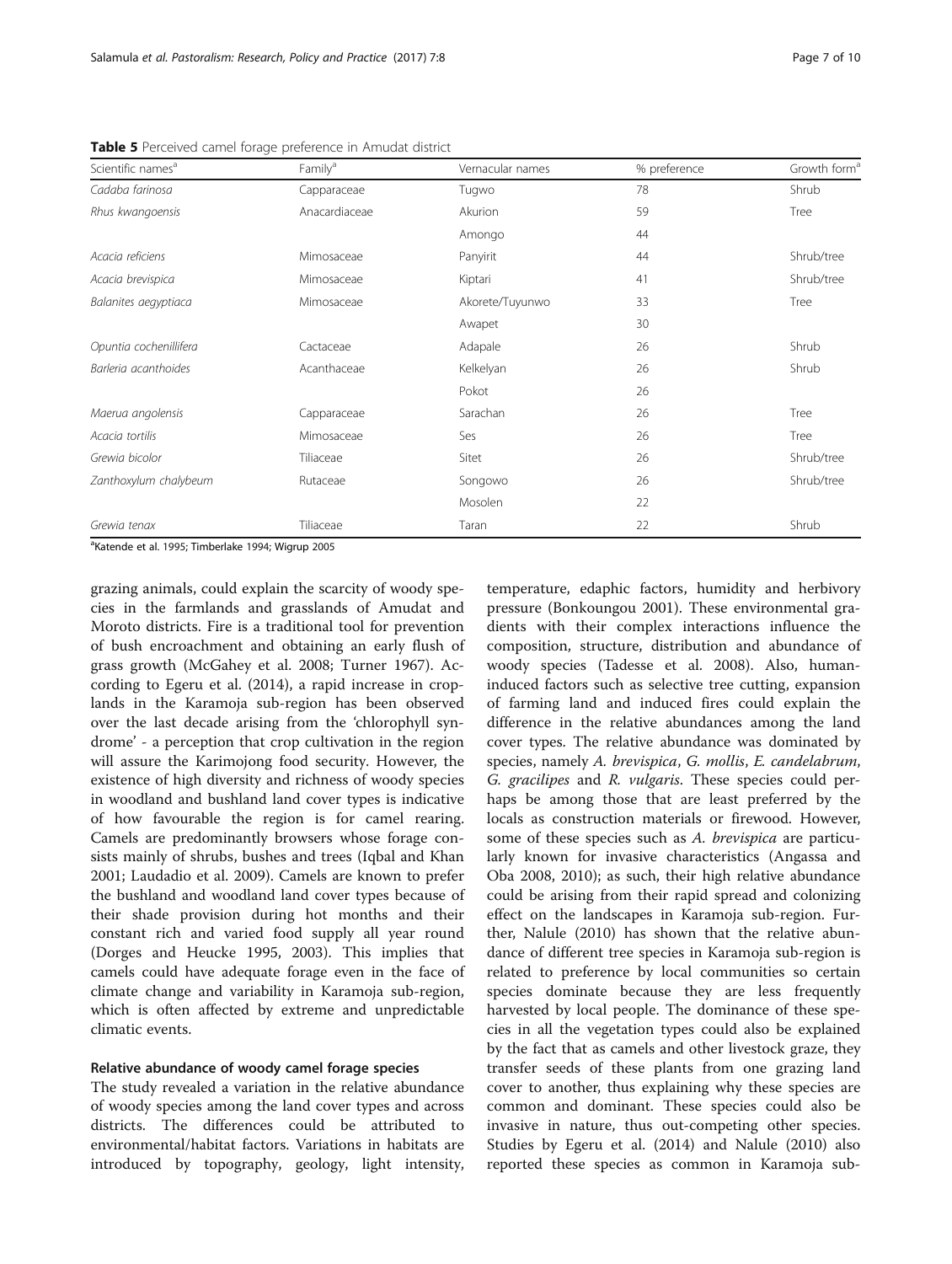**Table 5** Perceived camel forage preference in Amudat district

| Scientific names[a] | Family[a] | Vernacular names | % preference | Growth form[a] |
|---|---|---|---|---|
| *Cadaba farinosa* | Capparaceae | Tugwo | 78 | Shrub |
| *Rhus kwangoensis* | Anacardiaceae | Akurion | 59 | Tree |
| | | Amongo | 44 | |
| *Acacia reficiens* | Mimosaceae | Panyirit | 44 | Shrub/tree |
| *Acacia brevispica* | Mimosaceae | Kiptari | 41 | Shrub/tree |
| *Balanites aegyptiaca* | Mimosaceae | Akorete/Tuyunwo | 33 | Tree |
| | | Awapet | 30 | |
| *Opuntia cochenillifera* | Cactaceae | Adapale | 26 | Shrub |
| *Barleria acanthoides* | Acanthaceae | Kelkelyan | 26 | Shrub |
| | | Pokot | 26 | |
| *Maerua angolensis* | Capparaceae | Sarachan | 26 | Tree |
| *Acacia tortilis* | Mimosaceae | Ses | 26 | Tree |
| *Grewia bicolor* | Tiliaceae | Sitet | 26 | Shrub/tree |
| *Zanthoxylum chalybeum* | Rutaceae | Songowo | 26 | Shrub/tree |
| | | Mosolen | 22 | |
| *Grewia tenax* | Tiliaceae | Taran | 22 | Shrub |

[a]Katende et al. 1995; Timberlake 1994; Wigrup 2005

grazing animals, could explain the scarcity of woody species in the farmlands and grasslands of Amudat and Moroto districts. Fire is a traditional tool for prevention of bush encroachment and obtaining an early flush of grass growth (McGahey et al. 2008; Turner 1967). According to Egeru et al. (2014), a rapid increase in croplands in the Karamoja sub-region has been observed over the last decade arising from the 'chlorophyll syndrome' - a perception that crop cultivation in the region will assure the Karimojong food security. However, the existence of high diversity and richness of woody species in woodland and bushland land cover types is indicative of how favourable the region is for camel rearing. Camels are predominantly browsers whose forage consists mainly of shrubs, bushes and trees (Iqbal and Khan 2001; Laudadio et al. 2009). Camels are known to prefer the bushland and woodland land cover types because of their shade provision during hot months and their constant rich and varied food supply all year round (Dorges and Heucke 1995, 2003). This implies that camels could have adequate forage even in the face of climate change and variability in Karamoja sub-region, which is often affected by extreme and unpredictable climatic events.

#### Relative abundance of woody camel forage species

The study revealed a variation in the relative abundance of woody species among the land cover types and across districts. The differences could be attributed to environmental/habitat factors. Variations in habitats are introduced by topography, geology, light intensity, temperature, edaphic factors, humidity and herbivory pressure (Bonkoungou 2001). These environmental gradients with their complex interactions influence the composition, structure, distribution and abundance of woody species (Tadesse et al. 2008). Also, human-induced factors such as selective tree cutting, expansion of farming land and induced fires could explain the difference in the relative abundances among the land cover types. The relative abundance was dominated by species, namely *A. brevispica*, *G. mollis*, *E. candelabrum*, *G. gracilipes* and *R. vulgaris*. These species could perhaps be among those that are least preferred by the locals as construction materials or firewood. However, some of these species such as *A. brevispica* are particularly known for invasive characteristics (Angassa and Oba 2008, 2010); as such, their high relative abundance could be arising from their rapid spread and colonizing effect on the landscapes in Karamoja sub-region. Further, Nalule (2010) has shown that the relative abundance of different tree species in Karamoja sub-region is related to preference by local communities so certain species dominate because they are less frequently harvested by local people. The dominance of these species in all the vegetation types could also be explained by the fact that as camels and other livestock graze, they transfer seeds of these plants from one grazing land cover to another, thus explaining why these species are common and dominant. These species could also be invasive in nature, thus out-competing other species. Studies by Egeru et al. (2014) and Nalule (2010) also reported these species as common in Karamoja sub-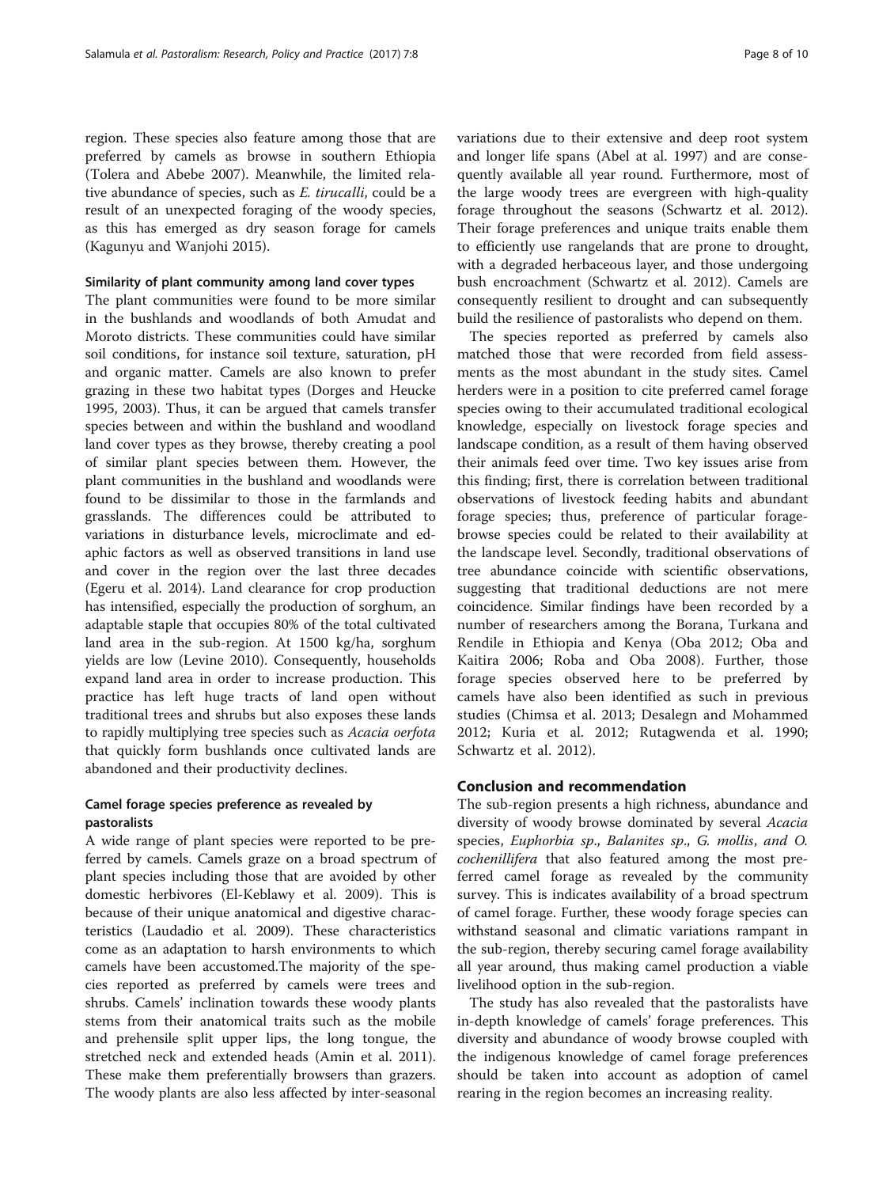region. These species also feature among those that are preferred by camels as browse in southern Ethiopia (Tolera and Abebe 2007). Meanwhile, the limited relative abundance of species, such as *E. tirucalli*, could be a result of an unexpected foraging of the woody species, as this has emerged as dry season forage for camels (Kagunyu and Wanjohi 2015).

### Similarity of plant community among land cover types

The plant communities were found to be more similar in the bushlands and woodlands of both Amudat and Moroto districts. These communities could have similar soil conditions, for instance soil texture, saturation, pH and organic matter. Camels are also known to prefer grazing in these two habitat types (Dorges and Heucke 1995, 2003). Thus, it can be argued that camels transfer species between and within the bushland and woodland land cover types as they browse, thereby creating a pool of similar plant species between them. However, the plant communities in the bushland and woodlands were found to be dissimilar to those in the farmlands and grasslands. The differences could be attributed to variations in disturbance levels, microclimate and edaphic factors as well as observed transitions in land use and cover in the region over the last three decades (Egeru et al. 2014). Land clearance for crop production has intensified, especially the production of sorghum, an adaptable staple that occupies 80% of the total cultivated land area in the sub-region. At 1500 kg/ha, sorghum yields are low (Levine 2010). Consequently, households expand land area in order to increase production. This practice has left huge tracts of land open without traditional trees and shrubs but also exposes these lands to rapidly multiplying tree species such as *Acacia oerfota* that quickly form bushlands once cultivated lands are abandoned and their productivity declines.

### Camel forage species preference as revealed by pastoralists

A wide range of plant species were reported to be preferred by camels. Camels graze on a broad spectrum of plant species including those that are avoided by other domestic herbivores (El-Keblawy et al. 2009). This is because of their unique anatomical and digestive characteristics (Laudadio et al. 2009). These characteristics come as an adaptation to harsh environments to which camels have been accustomed.The majority of the species reported as preferred by camels were trees and shrubs. Camels' inclination towards these woody plants stems from their anatomical traits such as the mobile and prehensile split upper lips, the long tongue, the stretched neck and extended heads (Amin et al. 2011). These make them preferentially browsers than grazers. The woody plants are also less affected by inter-seasonal variations due to their extensive and deep root system and longer life spans (Abel at al. 1997) and are consequently available all year round. Furthermore, most of the large woody trees are evergreen with high-quality forage throughout the seasons (Schwartz et al. 2012). Their forage preferences and unique traits enable them to efficiently use rangelands that are prone to drought, with a degraded herbaceous layer, and those undergoing bush encroachment (Schwartz et al. 2012). Camels are consequently resilient to drought and can subsequently build the resilience of pastoralists who depend on them.

The species reported as preferred by camels also matched those that were recorded from field assessments as the most abundant in the study sites. Camel herders were in a position to cite preferred camel forage species owing to their accumulated traditional ecological knowledge, especially on livestock forage species and landscape condition, as a result of them having observed their animals feed over time. Two key issues arise from this finding; first, there is correlation between traditional observations of livestock feeding habits and abundant forage species; thus, preference of particular forage-browse species could be related to their availability at the landscape level. Secondly, traditional observations of tree abundance coincide with scientific observations, suggesting that traditional deductions are not mere coincidence. Similar findings have been recorded by a number of researchers among the Borana, Turkana and Rendile in Ethiopia and Kenya (Oba 2012; Oba and Kaitira 2006; Roba and Oba 2008). Further, those forage species observed here to be preferred by camels have also been identified as such in previous studies (Chimsa et al. 2013; Desalegn and Mohammed 2012; Kuria et al. 2012; Rutagwenda et al. 1990; Schwartz et al. 2012).

## Conclusion and recommendation

The sub-region presents a high richness, abundance and diversity of woody browse dominated by several *Acacia* species, *Euphorbia sp*., *Balanites sp*., *G. mollis*, and *O. cochenillifera* that also featured among the most preferred camel forage as revealed by the community survey. This is indicates availability of a broad spectrum of camel forage. Further, these woody forage species can withstand seasonal and climatic variations rampant in the sub-region, thereby securing camel forage availability all year around, thus making camel production a viable livelihood option in the sub-region.

The study has also revealed that the pastoralists have in-depth knowledge of camels' forage preferences. This diversity and abundance of woody browse coupled with the indigenous knowledge of camel forage preferences should be taken into account as adoption of camel rearing in the region becomes an increasing reality.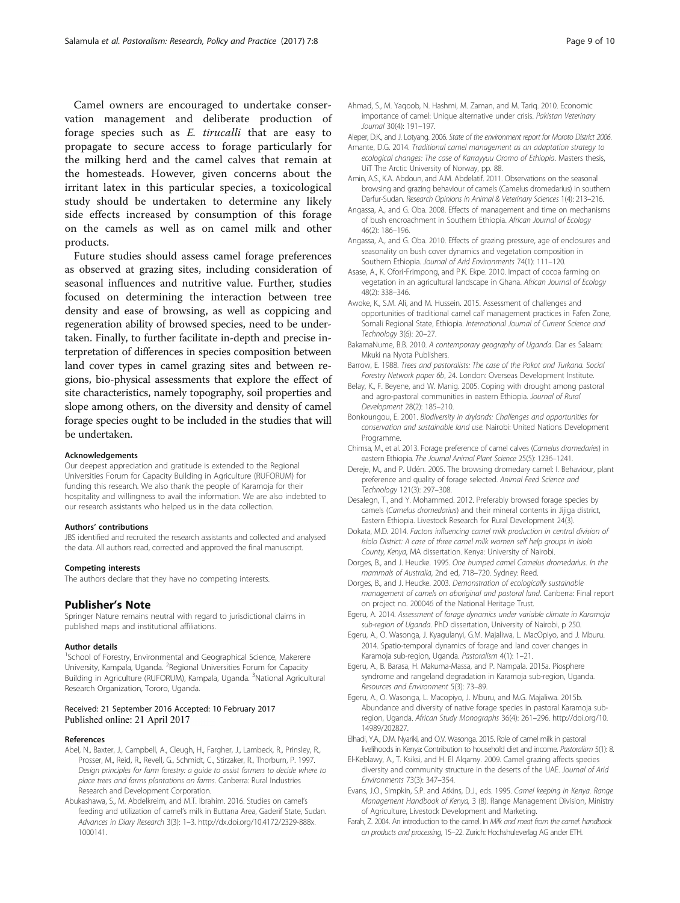Camel owners are encouraged to undertake conservation management and deliberate production of forage species such as *E. tirucalli* that are easy to propagate to secure access to forage particularly for the milking herd and the camel calves that remain at the homesteads. However, given concerns about the irritant latex in this particular species, a toxicological study should be undertaken to determine any likely side effects increased by consumption of this forage on the camels as well as on camel milk and other products.

Future studies should assess camel forage preferences as observed at grazing sites, including consideration of seasonal influences and nutritive value. Further, studies focused on determining the interaction between tree density and ease of browsing, as well as coppicing and regeneration ability of browsed species, need to be undertaken. Finally, to further facilitate in-depth and precise interpretation of differences in species composition between land cover types in camel grazing sites and between regions, bio-physical assessments that explore the effect of site characteristics, namely topography, soil properties and slope among others, on the diversity and density of camel forage species ought to be included in the studies that will be undertaken.

#### Acknowledgements

Our deepest appreciation and gratitude is extended to the Regional Universities Forum for Capacity Building in Agriculture (RUFORUM) for funding this research. We also thank the people of Karamoja for their hospitality and willingness to avail the information. We are also indebted to our research assistants who helped us in the data collection.

#### Authors' contributions

JBS identified and recruited the research assistants and collected and analysed the data. All authors read, corrected and approved the final manuscript.

#### Competing interests

The authors declare that they have no competing interests.

### Publisher's Note

Springer Nature remains neutral with regard to jurisdictional claims in published maps and institutional affiliations.

#### Author details

[1]School of Forestry, Environmental and Geographical Science, Makerere University, Kampala, Uganda. [2]Regional Universities Forum for Capacity Building in Agriculture (RUFORUM), Kampala, Uganda. [3]National Agricultural Research Organization, Tororo, Uganda.

Received: 21 September 2016 Accepted: 10 February 2017
Published online: 21 April 2017

#### References

Abel, N., Baxter, J., Campbell, A., Cleugh, H., Fargher, J., Lambeck, R., Prinsley, R., Prosser, M., Reid, R., Revell, G., Schmidt, C., Stirzaker, R., Thorburn, P. 1997. *Design principles for farm forestry: a guide to assist farmers to decide where to place trees and farms plantations on farms*. Canberra: Rural Industries Research and Development Corporation.

Abukashawa, S., M. Abdelkreim, and M.T. Ibrahim. 2016. Studies on camel's feeding and utilization of camel's milk in Buttana Area, Gaderif State, Sudan. *Advances in Diary Research* 3(3): 1–3. http://dx.doi.org/10.4172/2329-888x.1000141.

Ahmad, S., M. Yaqoob, N. Hashmi, M. Zaman, and M. Tariq. 2010. Economic importance of camel: Unique alternative under crisis. *Pakistan Veterinary Journal* 30(4): 191–197.

Aleper, D.K., and J. Lotyang. 2006. *State of the environment report for Moroto District 2006*.

Amante, D.G. 2014. *Traditional camel management as an adaptation strategy to ecological changes: The case of Karrayyuu Oromo of Ethiopia*. Masters thesis, UiT The Arctic University of Norway, pp. 88.

Amin, A.S., K.A. Abdoun, and A.M. Abdelatif. 2011. Observations on the seasonal browsing and grazing behaviour of camels (Camelus dromedarius) in southern Darfur-Sudan. *Research Opinions in Animal & Veterinary Sciences* 1(4): 213–216.

Angassa, A., and G. Oba. 2008. Effects of management and time on mechanisms of bush encroachment in Southern Ethiopia. *African Journal of Ecology* 46(2): 186–196.

Angassa, A., and G. Oba. 2010. Effects of grazing pressure, age of enclosures and seasonality on bush cover dynamics and vegetation composition in Southern Ethiopia. *Journal of Arid Environments* 74(1): 111–120.

Asase, A., K. Ofori-Frimpong, and P.K. Ekpe. 2010. Impact of cocoa farming on vegetation in an agricultural landscape in Ghana. *African Journal of Ecology* 48(2): 338–346.

Awoke, K., S.M. Ali, and M. Hussein. 2015. Assessment of challenges and opportunities of traditional camel calf management practices in Fafen Zone, Somali Regional State, Ethiopia. *International Journal of Current Science and Technology* 3(6): 20–27.

BakamaNume, B.B. 2010. *A contemporary geography of Uganda*. Dar es Salaam: Mkuki na Nyota Publishers.

Barrow, E. 1988. *Trees and pastoralists: The case of the Pokot and Turkana. Social Forestry Network paper 6b*, 24. London: Overseas Development Institute.

Belay, K., F. Beyene, and W. Manig. 2005. Coping with drought among pastoral and agro-pastoral communities in eastern Ethiopia. *Journal of Rural Development* 28(2): 185–210.

Bonkoungou, E. 2001. *Biodiversity in drylands: Challenges and opportunities for conservation and sustainable land use*. Nairobi: United Nations Development Programme.

Chimsa, M., et al. 2013. Forage preference of camel calves (*Camelus dromedaries*) in eastern Ethiopia. *The Journal Animal Plant Science* 25(5): 1236–1241.

Dereje, M., and P. Udén. 2005. The browsing dromedary camel: I. Behaviour, plant preference and quality of forage selected. *Animal Feed Science and Technology* 121(3): 297–308.

Desalegn, T., and Y. Mohammed. 2012. Preferably browsed forage species by camels (*Camelus dromedarius*) and their mineral contents in Jijiga district, Eastern Ethiopia. Livestock Research for Rural Development 24(3).

Dokata, M.D. 2014. *Factors influencing camel milk production in central division of Isiolo District: A case of three camel milk women self help groups in Isiolo County, Kenya*, MA dissertation. Kenya: University of Nairobi.

Dorges, B., and J. Heucke. 1995. *One humped camel Camelus dromedarius. In the mammals of Australia*, 2nd ed, 718–720. Sydney: Reed.

Dorges, B., and J. Heucke. 2003. *Demonstration of ecologically sustainable management of camels on aboriginal and pastoral land*. Canberra: Final report on project no. 200046 of the National Heritage Trust.

Egeru, A. 2014. *Assessment of forage dynamics under variable climate in Karamoja sub-region of Uganda*. PhD dissertation, University of Nairobi, p 250.

Egeru, A., O. Wasonga, J. Kyagulanyi, G.M. Majaliwa, L. MacOpiyo, and J. Mburu. 2014. Spatio-temporal dynamics of forage and land cover changes in Karamoja sub-region, Uganda. *Pastoralism* 4(1): 1–21.

Egeru, A., B. Barasa, H. Makuma-Massa, and P. Nampala. 2015a. Piosphere syndrome and rangeland degradation in Karamoja sub-region, Uganda. *Resources and Environment* 5(3): 73–89.

Egeru, A., O. Wasonga, L. Macopiyo, J. Mburu, and M.G. Majaliwa. 2015b. Abundance and diversity of native forage species in pastoral Karamoja sub-region, Uganda. *African Study Monographs* 36(4): 261–296. http://doi.org/10.14989/202827.

Elhadi, Y.A., D.M. Nyariki, and O.V. Wasonga. 2015. Role of camel milk in pastoral livelihoods in Kenya: Contribution to household diet and income. *Pastoralism* 5(1): 8.

El-Keblawy, A., T. Ksiksi, and H. El Alqamy. 2009. Camel grazing affects species diversity and community structure in the deserts of the UAE. *Journal of Arid Environments* 73(3): 347–354.

Evans, J.O., Simpkin, S.P. and Atkins, D.J., eds. 1995. *Camel keeping in Kenya. Range Management Handbook of Kenya*, 3 (8). Range Management Division, Ministry of Agriculture, Livestock Development and Marketing.

Farah, Z. 2004. An introduction to the camel. In *Milk and meat from the camel: handbook on products and processing*, 15–22. Zurich: Hochshuleverlag AG ander ETH.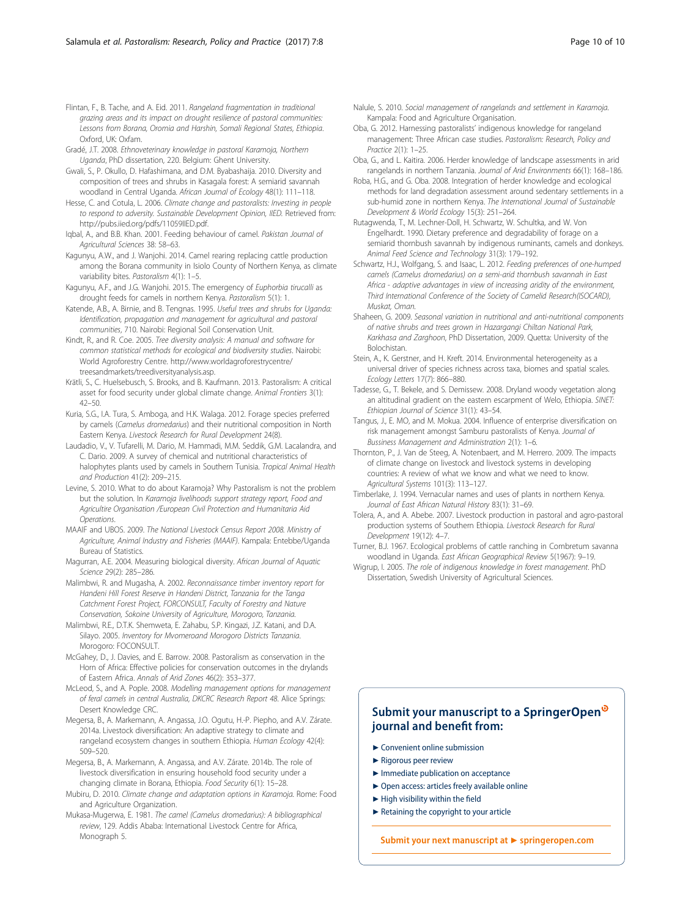Flintan, F., B. Tache, and A. Eid. 2011. *Rangeland fragmentation in traditional grazing areas and its impact on drought resilience of pastoral communities: Lessons from Borana, Oromia and Harshin, Somali Regional States, Ethiopia*. Oxford, UK: Oxfam.

Gradé, J.T. 2008. *Ethnoveterinary knowledge in pastoral Karamoja, Northern Uganda*, PhD dissertation, 220. Belgium: Ghent University.

Gwali, S., P. Okullo, D. Hafashimana, and D.M. Byabashaija. 2010. Diversity and composition of trees and shrubs in Kasagala forest: A semiarid savannah woodland in Central Uganda. *African Journal of Ecology* 48(1): 111–118.

Hesse, C. and Cotula, L. 2006. *Climate change and pastoralists: Investing in people to respond to adversity. Sustainable Development Opinion, IIED*. Retrieved from: http://pubs.iied.org/pdfs/11059IIED.pdf.

Iqbal, A., and B.B. Khan. 2001. Feeding behaviour of camel. *Pakistan Journal of Agricultural Sciences* 38: 58–63.

Kagunyu, A.W., and J. Wanjohi. 2014. Camel rearing replacing cattle production among the Borana community in Isiolo County of Northern Kenya, as climate variability bites. *Pastoralism* 4(1): 1–5.

Kagunyu, A.F., and J.G. Wanjohi. 2015. The emergency of *Euphorbia tirucalli* as drought feeds for camels in northern Kenya. *Pastoralism* 5(1): 1.

Katende, A.B., A. Birnie, and B. Tengnas. 1995. *Useful trees and shrubs for Uganda: Identification, propagation and management for agricultural and pastoral communities*, 710. Nairobi: Regional Soil Conservation Unit.

Kindt, R., and R. Coe. 2005. *Tree diversity analysis: A manual and software for common statistical methods for ecological and biodiversity studies*. Nairobi: World Agroforestry Centre. http://www.worldagroforestrycentre/treesandmarkets/treediversityanalysis.asp.

Krätli, S., C. Huelsebusch, S. Brooks, and B. Kaufmann. 2013. Pastoralism: A critical asset for food security under global climate change. *Animal Frontiers* 3(1): 42–50.

Kuria, S.G., I.A. Tura, S. Amboga, and H.K. Walaga. 2012. Forage species preferred by camels (*Camelus dromedarius*) and their nutritional composition in North Eastern Kenya. *Livestock Research for Rural Development* 24(8).

Laudadio, V., V. Tufarelli, M. Dario, M. Hammadi, M.M. Seddik, G.M. Lacalandra, and C. Dario. 2009. A survey of chemical and nutritional characteristics of halophytes plants used by camels in Southern Tunisia. *Tropical Animal Health and Production* 41(2): 209–215.

Levine, S. 2010. What to do about Karamoja? Why Pastoralism is not the problem but the solution. In *Karamoja livelihoods support strategy report, Food and Agricultire Organisation /European Civil Protection and Humanitaria Aid Operations*.

MAAIF and UBOS. 2009. *The National Livestock Census Report 2008. Ministry of Agriculture, Animal Industry and Fisheries (MAAIF)*. Kampala: Entebbe/Uganda Bureau of Statistics.

Magurran, A.E. 2004. Measuring biological diversity. *African Journal of Aquatic Science* 29(2): 285–286.

Malimbwi, R. and Mugasha, A. 2002. *Reconnaissance timber inventory report for Handeni Hill Forest Reserve in Handeni District, Tanzania for the Tanga Catchment Forest Project, FORCONSULT, Faculty of Forestry and Nature Conservation, Sokoine University of Agriculture, Morogoro, Tanzania*.

Malimbwi, R.E., D.T.K. Shemweta, E. Zahabu, S.P. Kingazi, J.Z. Katani, and D.A. Silayo. 2005. *Inventory for Mvomeroand Morogoro Districts Tanzania*. Morogoro: FOCONSULT.

McGahey, D., J. Davies, and E. Barrow. 2008. Pastoralism as conservation in the Horn of Africa: Effective policies for conservation outcomes in the drylands of Eastern Africa. *Annals of Arid Zones* 46(2): 353–377.

McLeod, S., and A. Pople. 2008. *Modelling management options for management of feral camels in central Australia, DKCRC Research Report 48*. Alice Springs: Desert Knowledge CRC.

Megersa, B., A. Markemann, A. Angassa, J.O. Ogutu, H.-P. Piepho, and A.V. Zárate. 2014a. Livestock diversification: An adaptive strategy to climate and rangeland ecosystem changes in southern Ethiopia. *Human Ecology* 42(4): 509–520.

Megersa, B., A. Markemann, A. Angassa, and A.V. Zárate. 2014b. The role of livestock diversification in ensuring household food security under a changing climate in Borana, Ethiopia. *Food Security* 6(1): 15–28.

Mubiru, D. 2010. *Climate change and adaptation options in Karamoja*. Rome: Food and Agriculture Organization.

Mukasa-Mugerwa, E. 1981. *The camel (Camelus dromedarius): A bibliographical review*, 129. Addis Ababa: International Livestock Centre for Africa, Monograph 5.

Nalule, S. 2010. *Social management of rangelands and settlement in Karamoja*. Kampala: Food and Agriculture Organisation.

Oba, G. 2012. Harnessing pastoralists' indigenous knowledge for rangeland management: Three African case studies. *Pastoralism: Research, Policy and Practice* 2(1): 1–25.

Oba, G., and L. Kaitira. 2006. Herder knowledge of landscape assessments in arid rangelands in northern Tanzania. *Journal of Arid Environments* 66(1): 168–186.

Roba, H.G., and G. Oba. 2008. Integration of herder knowledge and ecological methods for land degradation assessment around sedentary settlements in a sub-humid zone in northern Kenya. *The International Journal of Sustainable Development & World Ecology* 15(3): 251–264.

Rutagwenda, T., M. Lechner-Doll, H. Schwartz, W. Schultka, and W. Von Engelhardt. 1990. Dietary preference and degradability of forage on a semiarid thornbush savannah by indigenous ruminants, camels and donkeys. *Animal Feed Science and Technology* 31(3): 179–192.

Schwartz, H.J., Wolfgang, S. and Isaac, L. 2012. *Feeding preferences of one-humped camels (Camelus dromedarius) on a semi-arid thornbush savannah in East Africa - adaptive advantages in view of increasing aridity of the environment, Third International Conference of the Society of Camelid Research(ISOCARD), Muskat, Oman*.

Shaheen, G. 2009. *Seasonal variation in nutritional and anti-nutritional components of native shrubs and trees grown in Hazargangi Chiltan National Park, Karkhasa and Zarghoon*, PhD Dissertation, 2009. Quetta: University of the Bolochistan.

Stein, A., K. Gerstner, and H. Kreft. 2014. Environmental heterogeneity as a universal driver of species richness across taxa, biomes and spatial scales. *Ecology Letters* 17(7): 866–880.

Tadesse, G., T. Bekele, and S. Demissew. 2008. Dryland woody vegetation along an altitudinal gradient on the eastern escarpment of Welo, Ethiopia. *SINET: Ethiopian Journal of Science* 31(1): 43–54.

Tangus, J., E. MO, and M. Mokua. 2004. Influence of enterprise diversification on risk management amongst Samburu pastoralists of Kenya. *Journal of Bussiness Management and Administration* 2(1): 1–6.

Thornton, P., J. Van de Steeg, A. Notenbaert, and M. Herrero. 2009. The impacts of climate change on livestock and livestock systems in developing countries: A review of what we know and what we need to know. *Agricultural Systems* 101(3): 113–127.

Timberlake, J. 1994. Vernacular names and uses of plants in northern Kenya. *Journal of East African Natural History* 83(1): 31–69.

Tolera, A., and A. Abebe. 2007. Livestock production in pastoral and agro-pastoral production systems of Southern Ethiopia. *Livestock Research for Rural Development* 19(12): 4–7.

Turner, B.J. 1967. Ecological problems of cattle ranching in Combretum savanna woodland in Uganda. *East African Geographical Review* 5(1967): 9–19.

Wigrup, I. 2005. *The role of indigenous knowledge in forest management*. PhD Dissertation, Swedish University of Agricultural Sciences.

**Submit your manuscript to a SpringerOpen journal and benefit from:**

- ► Convenient online submission
- ► Rigorous peer review
- ► Immediate publication on acceptance
- ► Open access: articles freely available online
- ► High visibility within the field
- ► Retaining the copyright to your article

**Submit your next manuscript at ► springeropen.com**